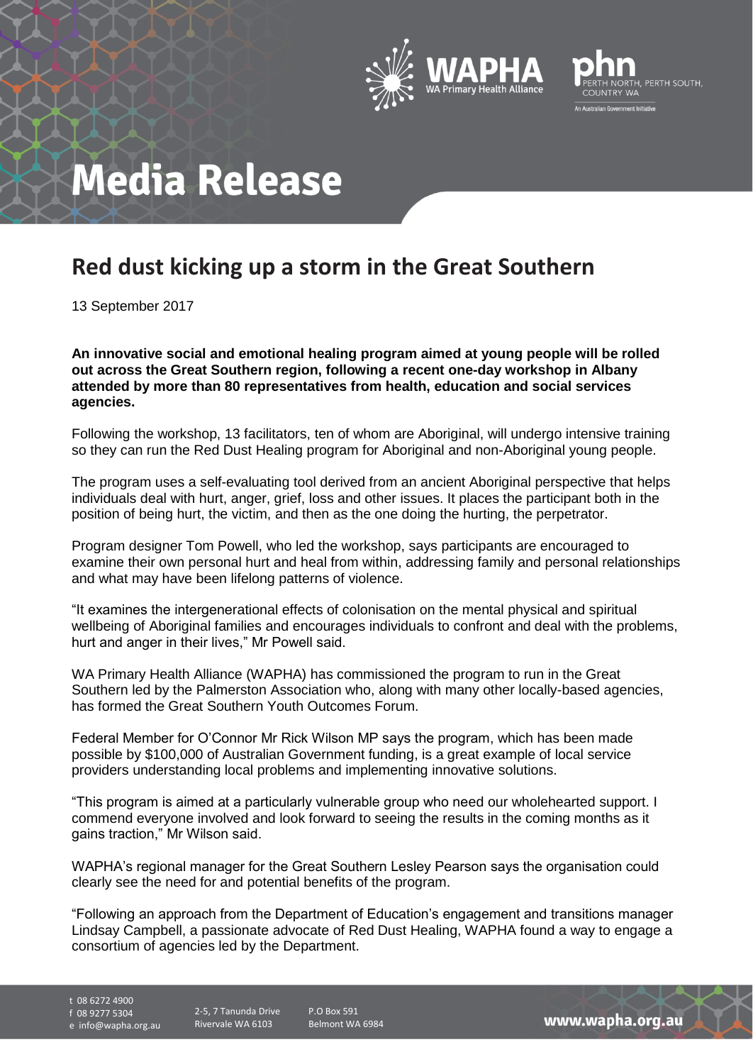# Media Release

## Red dust kicking up a storm in the Great Southern

13 September 2017

**An innovative social and emotional healing program aimed at young people will be rolled out across the Great Southern region, following a recent one-day workshop in Albany attended by more than 80 representatives from health, education and social services agencies.**

Following the workshop, 13 facilitators, ten of whom are Aboriginal, will undergo intensive training so they can run the Red Dust Healing program for Aboriginal and non-Aboriginal young people.

The program uses a self-evaluating tool derived from an ancient Aboriginal perspective that helps individuals deal with hurt, anger, grief, loss and other issues. It places the participant both in the position of being hurt, the victim, and then as the one doing the hurting, the perpetrator.

Program designer Tom Powell, who led the workshop, says participants are encouraged to examine their own personal hurt and heal from within, addressing family and personal relationships and what may have been lifelong patterns of violence.

"It examines the intergenerational effects of colonisation on the mental physical and spiritual wellbeing of Aboriginal families and encourages individuals to confront and deal with the problems, hurt and anger in their lives," Mr Powell said.

WA Primary Health Alliance (WAPHA) has commissioned the program to run in the Great Southern led by the Palmerston Association who, along with many other locally-based agencies, has formed the Great Southern Youth Outcomes Forum.

Federal Member for O'Connor Mr Rick Wilson MP says the program, which has been made possible by $100,000 of Australian Government funding, is a great example of local service providers understanding local problems and implementing innovative solutions.

"This program is aimed at a particularly vulnerable group who need our wholehearted support. I commend everyone involved and look forward to seeing the results in the coming months as it gains traction," Mr Wilson said.

WAPHA's regional manager for the Great Southern Lesley Pearson says the organisation could clearly see the need for and potential benefits of the program.

"Following an approach from the Department of Education's engagement and transitions manager Lindsay Campbell, a passionate advocate of Red Dust Healing, WAPHA found a way to engage a consortium of agencies led by the Department.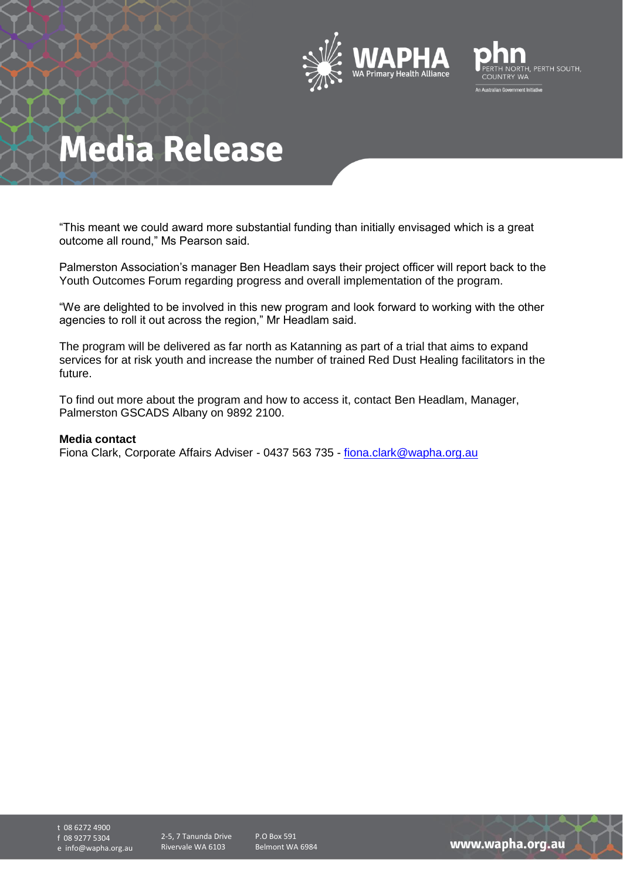# Media Release

"This meant we could award more substantial funding than initially envisaged which is a great outcome all round," Ms Pearson said.

Palmerston Association's manager Ben Headlam says their project officer will report back to the Youth Outcomes Forum regarding progress and overall implementation of the program.

"We are delighted to be involved in this new program and look forward to working with the other agencies to roll it out across the region," Mr Headlam said.

The program will be delivered as far north as Katanning as part of a trial that aims to expand services for at risk youth and increase the number of trained Red Dust Healing facilitators in the future.

To find out more about the program and how to access it, contact Ben Headlam, Manager, Palmerston GSCADS Albany on 9892 2100.

**Media contact**
Fiona Clark, Corporate Affairs Adviser - 0437 563 735 - fiona.clark@wapha.org.au